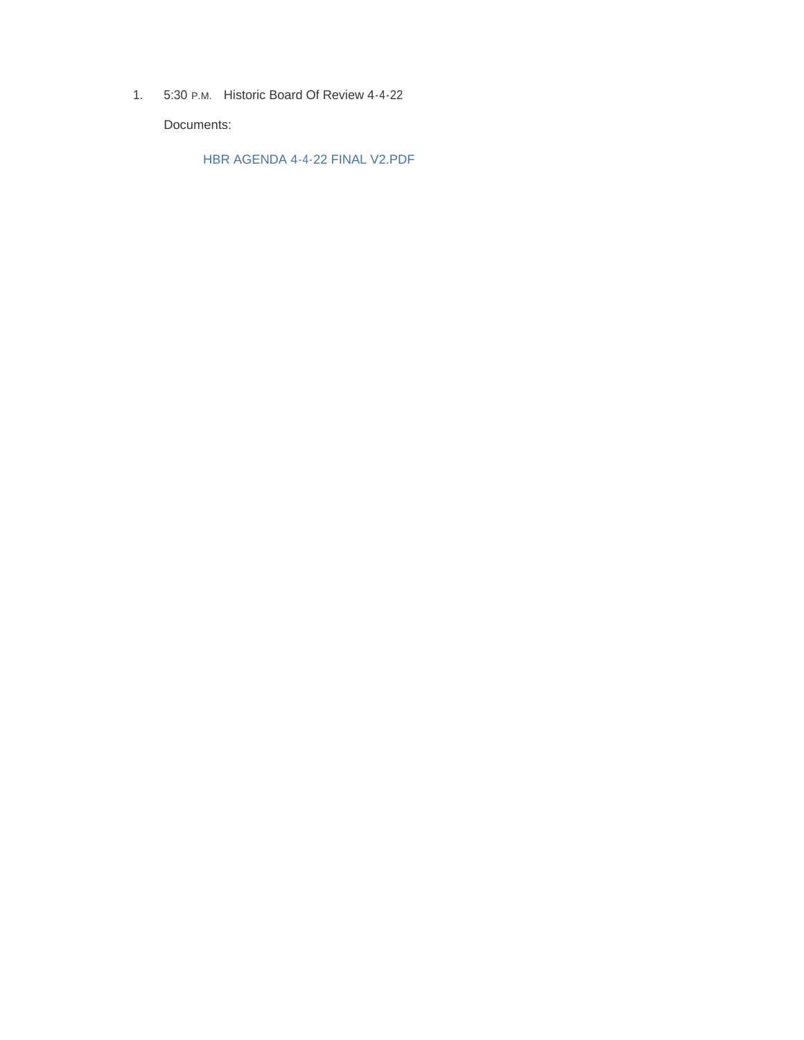1. 5:30 P.M. Historic Board Of Review 4-4-22

   Documents:

   HBR AGENDA 4-4-22 FINAL V2.PDF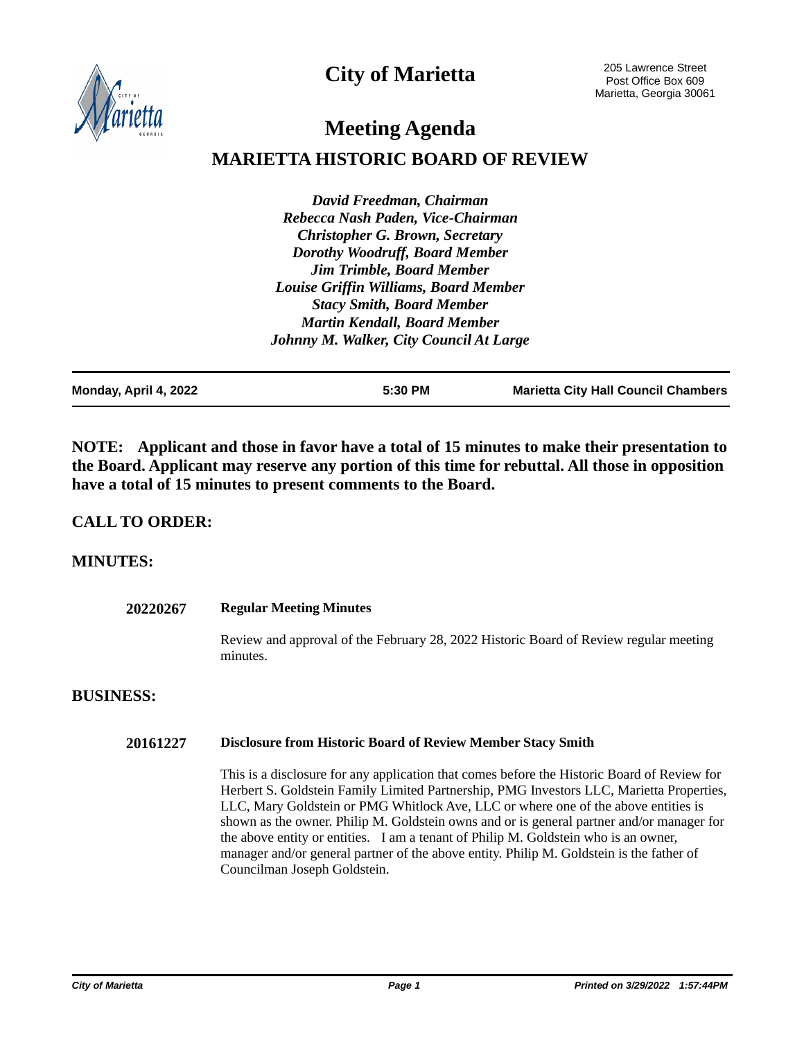# City of Marietta

205 Lawrence Street
Post Office Box 609
Marietta, Georgia 30061

# Meeting Agenda

## MARIETTA HISTORIC BOARD OF REVIEW

*David Freedman, Chairman*
*Rebecca Nash Paden, Vice-Chairman*
*Christopher G. Brown, Secretary*
*Dorothy Woodruff, Board Member*
*Jim Trimble, Board Member*
*Louise Griffin Williams, Board Member*
*Stacy Smith, Board Member*
*Martin Kendall, Board Member*
*Johnny M. Walker, City Council At Large*

| Monday, April 4, 2022 | 5:30 PM | Marietta City Hall Council Chambers |
|---|---|---|

**NOTE: Applicant and those in favor have a total of 15 minutes to make their presentation to the Board. Applicant may reserve any portion of this time for rebuttal. All those in opposition have a total of 15 minutes to present comments to the Board.**

## CALL TO ORDER:

## MINUTES:

**20220267** **Regular Meeting Minutes**

Review and approval of the February 28, 2022 Historic Board of Review regular meeting minutes.

## BUSINESS:

**20161227** **Disclosure from Historic Board of Review Member Stacy Smith**

This is a disclosure for any application that comes before the Historic Board of Review for Herbert S. Goldstein Family Limited Partnership, PMG Investors LLC, Marietta Properties, LLC, Mary Goldstein or PMG Whitlock Ave, LLC or where one of the above entities is shown as the owner. Philip M. Goldstein owns and or is general partner and/or manager for the above entity or entities. I am a tenant of Philip M. Goldstein who is an owner, manager and/or general partner of the above entity. Philip M. Goldstein is the father of Councilman Joseph Goldstein.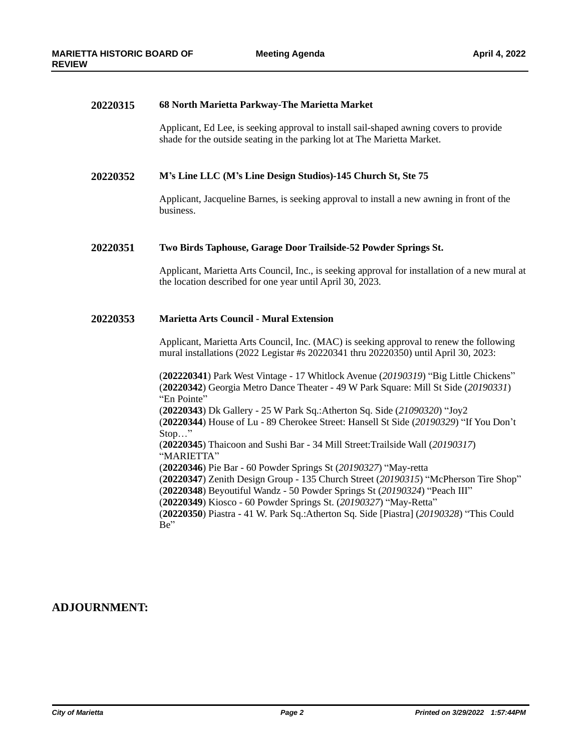**20220315** **68 North Marietta Parkway-The Marietta Market**

Applicant, Ed Lee, is seeking approval to install sail-shaped awning covers to provide shade for the outside seating in the parking lot at The Marietta Market.

**20220352** **M's Line LLC (M's Line Design Studios)-145 Church St, Ste 75**

Applicant, Jacqueline Barnes, is seeking approval to install a new awning in front of the business.

**20220351** **Two Birds Taphouse, Garage Door Trailside-52 Powder Springs St.**

Applicant, Marietta Arts Council, Inc., is seeking approval for installation of a new mural at the location described for one year until April 30, 2023.

**20220353** **Marietta Arts Council - Mural Extension**

Applicant, Marietta Arts Council, Inc. (MAC) is seeking approval to renew the following mural installations (2022 Legistar #s 20220341 thru 20220350) until April 30, 2023:

(**202220341**) Park West Vintage - 17 Whitlock Avenue (*20190319*) "Big Little Chickens"
(**20220342**) Georgia Metro Dance Theater - 49 W Park Square: Mill St Side (*20190331*) "En Pointe"
(**20220343**) Dk Gallery - 25 W Park Sq.:Atherton Sq. Side (*21090320*) "Joy2
(**20220344**) House of Lu - 89 Cherokee Street: Hansell St Side (*20190329*) "If You Don't Stop…"
(**20220345**) Thaicoon and Sushi Bar - 34 Mill Street:Trailside Wall (*20190317*) "MARIETTA"
(**20220346**) Pie Bar - 60 Powder Springs St (*20190327*) "May-retta
(**20220347**) Zenith Design Group - 135 Church Street (*20190315*) "McPherson Tire Shop"
(**20220348**) Beyoutiful Wandz - 50 Powder Springs St (*20190324*) "Peach III"
(**20220349**) Kiosco - 60 Powder Springs St. (*20190327*) "May-Retta"
(**20220350**) Piastra - 41 W. Park Sq.:Atherton Sq. Side [Piastra] (*20190328*) "This Could Be"

## ADJOURNMENT: